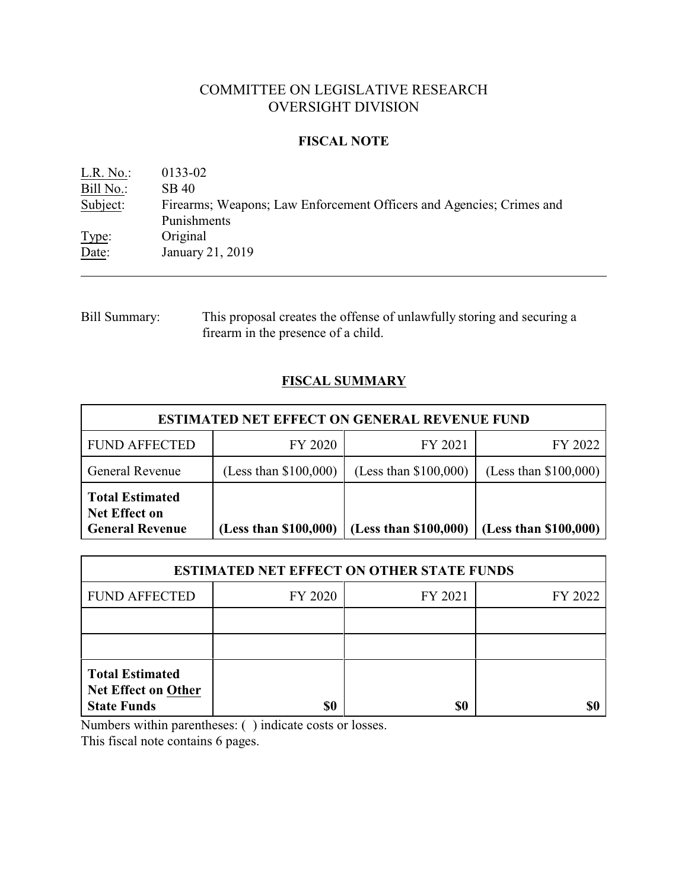# COMMITTEE ON LEGISLATIVE RESEARCH
# OVERSIGHT DIVISION

## FISCAL NOTE

L.R. No.: 0133-02
Bill No.: SB 40
Subject: Firearms; Weapons; Law Enforcement Officers and Agencies; Crimes and Punishments
Type: Original
Date: January 21, 2019

---

Bill Summary: This proposal creates the offense of unlawfully storing and securing a firearm in the presence of a child.

## FISCAL SUMMARY

| ESTIMATED NET EFFECT ON GENERAL REVENUE FUND | | | |
|---|---|---|---|
| FUND AFFECTED | FY 2020 | FY 2021 | FY 2022 |
| General Revenue | (Less than $100,000) | (Less than $100,000) | (Less than $100,000) |
| **Total Estimated Net Effect on General Revenue** | **(Less than $100,000)** | **(Less than $100,000)** | **(Less than $100,000)** |

| ESTIMATED NET EFFECT ON OTHER STATE FUNDS | | | |
|---|---|---|---|
| FUND AFFECTED | FY 2020 | FY 2021 | FY 2022 |
| | | | |
| | | | |
| **Total Estimated Net Effect on Other State Funds** | **$0** | **$0** | **$0** |

Numbers within parentheses: ( ) indicate costs or losses.
This fiscal note contains 6 pages.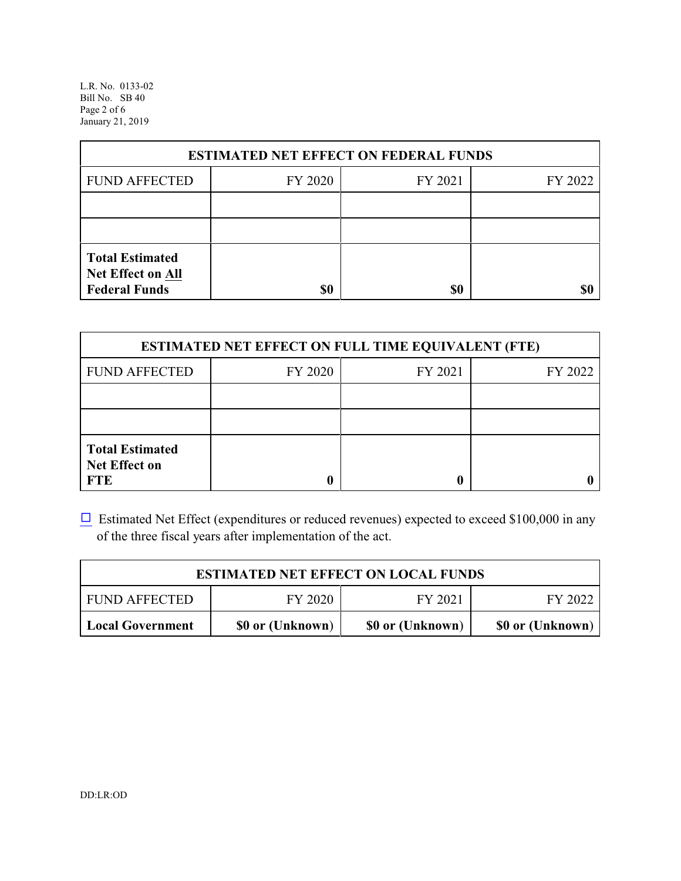| ESTIMATED NET EFFECT ON FEDERAL FUNDS | | | |
|---|---|---|---|
| FUND AFFECTED | FY 2020 | FY 2021 | FY 2022 |
| | | | |
| | | | |
| **Total Estimated Net Effect on All Federal Funds** | **$0** | **$0** | **$0** |

| ESTIMATED NET EFFECT ON FULL TIME EQUIVALENT (FTE) | | | |
|---|---|---|---|
| FUND AFFECTED | FY 2020 | FY 2021 | FY 2022 |
| | | | |
| | | | |
| **Total Estimated Net Effect on FTE** | **0** | **0** | **0** |

☐ Estimated Net Effect (expenditures or reduced revenues) expected to exceed $100,000 in any of the three fiscal years after implementation of the act.

| ESTIMATED NET EFFECT ON LOCAL FUNDS | | | |
|---|---|---|---|
| FUND AFFECTED | FY 2020 | FY 2021 | FY 2022 |
| **Local Government** | **$0 or (Unknown)** | **$0 or (Unknown)** | **$0 or (Unknown)** |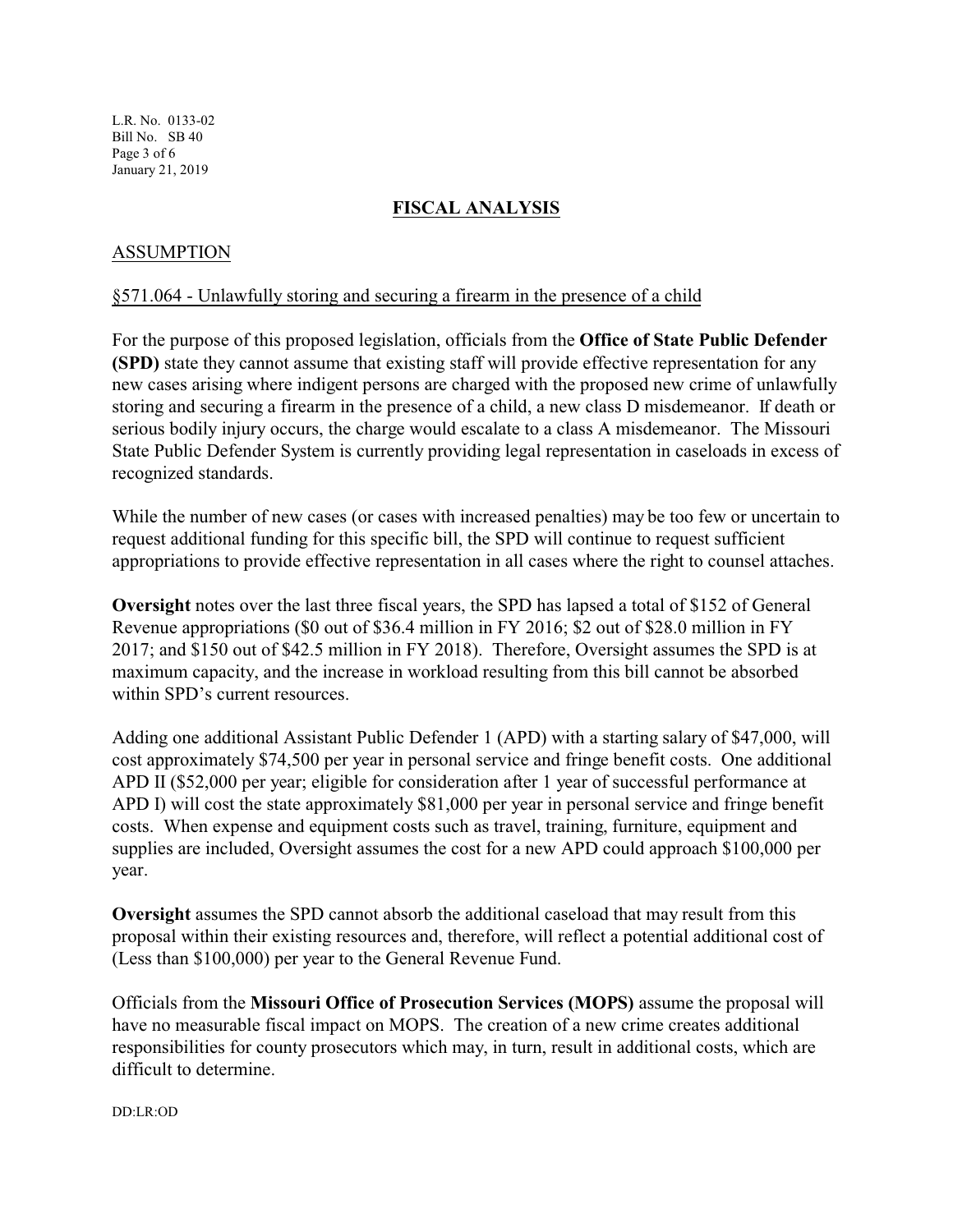## FISCAL ANALYSIS

### ASSUMPTION

§571.064 - Unlawfully storing and securing a firearm in the presence of a child

For the purpose of this proposed legislation, officials from the **Office of State Public Defender (SPD)** state they cannot assume that existing staff will provide effective representation for any new cases arising where indigent persons are charged with the proposed new crime of unlawfully storing and securing a firearm in the presence of a child, a new class D misdemeanor. If death or serious bodily injury occurs, the charge would escalate to a class A misdemeanor. The Missouri State Public Defender System is currently providing legal representation in caseloads in excess of recognized standards.

While the number of new cases (or cases with increased penalties) may be too few or uncertain to request additional funding for this specific bill, the SPD will continue to request sufficient appropriations to provide effective representation in all cases where the right to counsel attaches.

**Oversight** notes over the last three fiscal years, the SPD has lapsed a total of $152 of General Revenue appropriations ($0 out of $36.4 million in FY 2016; $2 out of $28.0 million in FY 2017; and $150 out of $42.5 million in FY 2018). Therefore, Oversight assumes the SPD is at maximum capacity, and the increase in workload resulting from this bill cannot be absorbed within SPD's current resources.

Adding one additional Assistant Public Defender 1 (APD) with a starting salary of $47,000, will cost approximately $74,500 per year in personal service and fringe benefit costs. One additional APD II ($52,000 per year; eligible for consideration after 1 year of successful performance at APD I) will cost the state approximately $81,000 per year in personal service and fringe benefit costs. When expense and equipment costs such as travel, training, furniture, equipment and supplies are included, Oversight assumes the cost for a new APD could approach $100,000 per year.

**Oversight** assumes the SPD cannot absorb the additional caseload that may result from this proposal within their existing resources and, therefore, will reflect a potential additional cost of (Less than $100,000) per year to the General Revenue Fund.

Officials from the **Missouri Office of Prosecution Services (MOPS)** assume the proposal will have no measurable fiscal impact on MOPS. The creation of a new crime creates additional responsibilities for county prosecutors which may, in turn, result in additional costs, which are difficult to determine.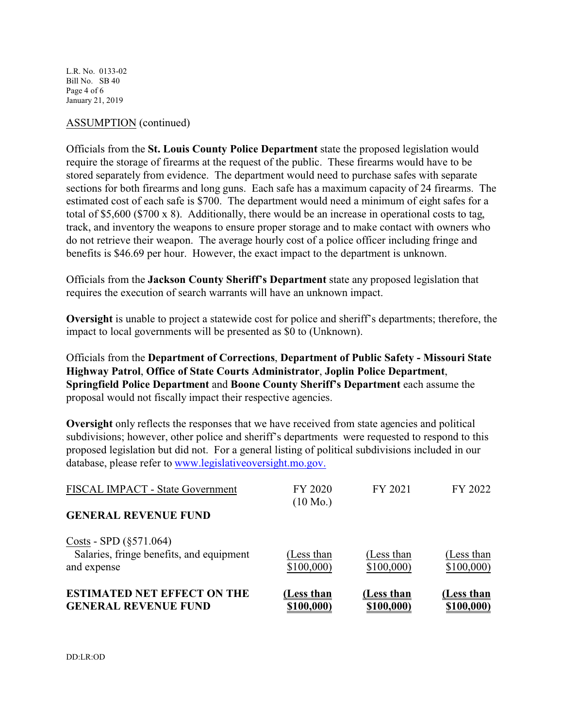ASSUMPTION (continued)

Officials from the **St. Louis County Police Department** state the proposed legislation would require the storage of firearms at the request of the public. These firearms would have to be stored separately from evidence. The department would need to purchase safes with separate sections for both firearms and long guns. Each safe has a maximum capacity of 24 firearms. The estimated cost of each safe is $700. The department would need a minimum of eight safes for a total of $5,600 ($700 x 8). Additionally, there would be an increase in operational costs to tag, track, and inventory the weapons to ensure proper storage and to make contact with owners who do not retrieve their weapon. The average hourly cost of a police officer including fringe and benefits is $46.69 per hour. However, the exact impact to the department is unknown.

Officials from the **Jackson County Sheriff's Department** state any proposed legislation that requires the execution of search warrants will have an unknown impact.

**Oversight** is unable to project a statewide cost for police and sheriff's departments; therefore, the impact to local governments will be presented as $0 to (Unknown).

Officials from the **Department of Corrections**, **Department of Public Safety - Missouri State Highway Patrol**, **Office of State Courts Administrator**, **Joplin Police Department**, **Springfield Police Department** and **Boone County Sheriff's Department** each assume the proposal would not fiscally impact their respective agencies.

**Oversight** only reflects the responses that we have received from state agencies and political subdivisions; however, other police and sheriff's departments were requested to respond to this proposed legislation but did not. For a general listing of political subdivisions included in our database, please refer to www.legislativeoversight.mo.gov.

| FISCAL IMPACT - State Government | FY 2020 (10 Mo.) | FY 2021 | FY 2022 |
|---|---|---|---|
| **GENERAL REVENUE FUND** | | | |
| Costs - SPD (§571.064) | | | |
| Salaries, fringe benefits, and equipment and expense | (Less than $100,000) | (Less than $100,000) | (Less than $100,000) |
| **ESTIMATED NET EFFECT ON THE GENERAL REVENUE FUND** | **(Less than $100,000)** | **(Less than $100,000)** | **(Less than $100,000)** |

DD:LR:OD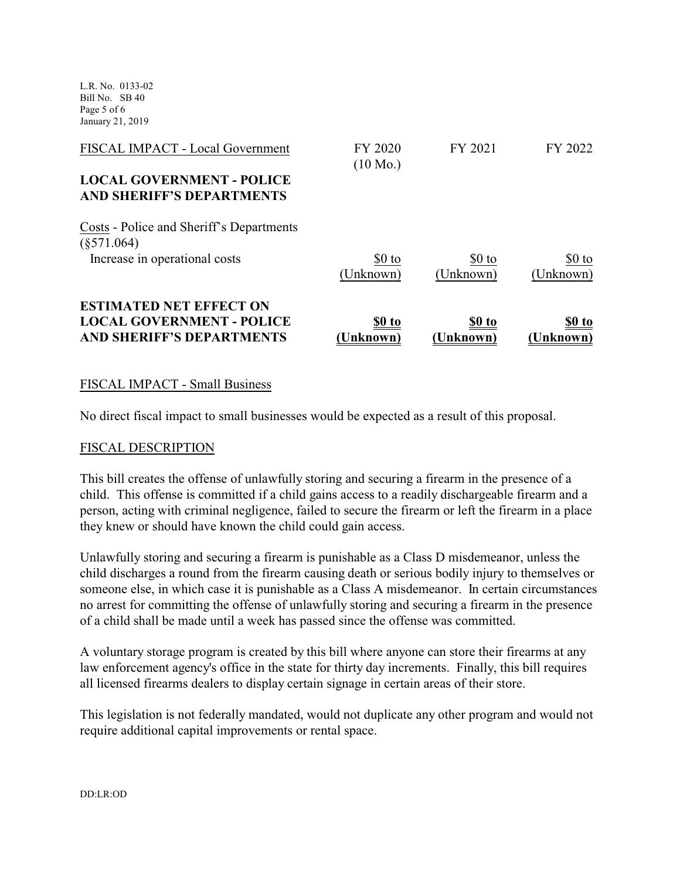| FISCAL IMPACT - Local Government | FY 2020 (10 Mo.) | FY 2021 | FY 2022 |
|---|---|---|---|
| **LOCAL GOVERNMENT - POLICE AND SHERIFF'S DEPARTMENTS** | | | |
| Costs - Police and Sheriff's Departments (§571.064) | | | |
| Increase in operational costs | $0 to (Unknown) | $0 to (Unknown) | $0 to (Unknown) |
| **ESTIMATED NET EFFECT ON LOCAL GOVERNMENT - POLICE AND SHERIFF'S DEPARTMENTS** | **$0 to (Unknown)** | **$0 to (Unknown)** | **$0 to (Unknown)** |

## FISCAL IMPACT - Small Business

No direct fiscal impact to small businesses would be expected as a result of this proposal.

## FISCAL DESCRIPTION

This bill creates the offense of unlawfully storing and securing a firearm in the presence of a child. This offense is committed if a child gains access to a readily dischargeable firearm and a person, acting with criminal negligence, failed to secure the firearm or left the firearm in a place they knew or should have known the child could gain access.

Unlawfully storing and securing a firearm is punishable as a Class D misdemeanor, unless the child discharges a round from the firearm causing death or serious bodily injury to themselves or someone else, in which case it is punishable as a Class A misdemeanor. In certain circumstances no arrest for committing the offense of unlawfully storing and securing a firearm in the presence of a child shall be made until a week has passed since the offense was committed.

A voluntary storage program is created by this bill where anyone can store their firearms at any law enforcement agency's office in the state for thirty day increments. Finally, this bill requires all licensed firearms dealers to display certain signage in certain areas of their store.

This legislation is not federally mandated, would not duplicate any other program and would not require additional capital improvements or rental space.

DD:LR:OD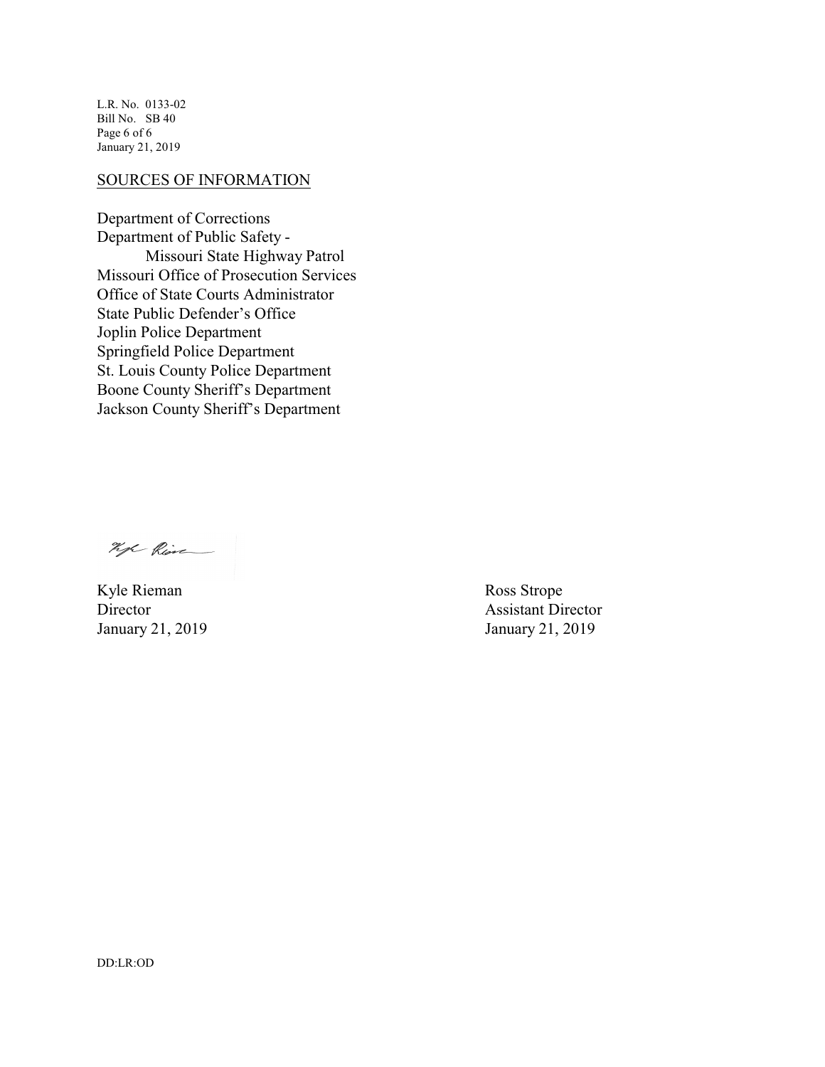## SOURCES OF INFORMATION

Department of Corrections
Department of Public Safety -
    Missouri State Highway Patrol
Missouri Office of Prosecution Services
Office of State Courts Administrator
State Public Defender's Office
Joplin Police Department
Springfield Police Department
St. Louis County Police Department
Boone County Sheriff's Department
Jackson County Sheriff's Department

| | |
|---|---|
| Kyle Rieman | Ross Strope |
| Director | Assistant Director |
| January 21, 2019 | January 21, 2019 |

DD:LR:OD